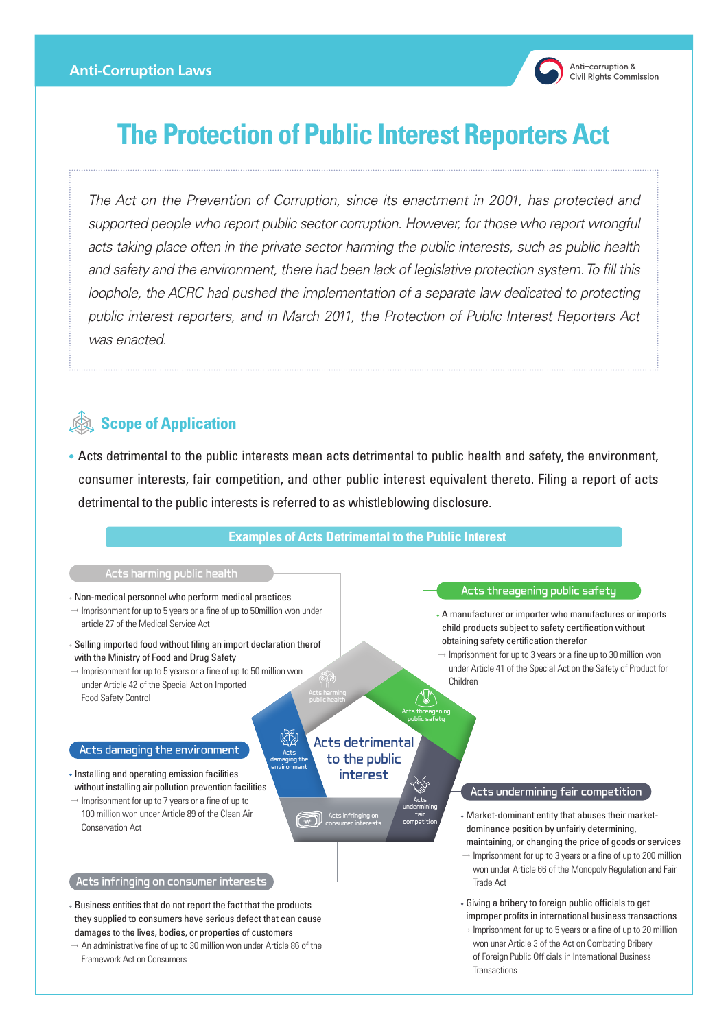Anti-Corruption Laws

# The Protection of Public Interest Reporters Act

*The Act on the Prevention of Corruption, since its enactment in 2001, has protected and supported people who report public sector corruption. However, for those who report wrongful acts taking place often in the private sector harming the public interests, such as public health and safety and the environment, there had been lack of legislative protection system. To fill this loophole, the ACRC had pushed the implementation of a separate law dedicated to protecting public interest reporters, and in March 2011, the Protection of Public Interest Reporters Act was enacted.*

## Scope of Application

- Acts detrimental to the public interests mean acts detrimental to public health and safety, the environment, consumer interests, fair competition, and other public interest equivalent thereto. Filing a report of acts detrimental to the public interests is referred to as whistleblowing disclosure.

### Examples of Acts Detrimental to the Public Interest

**Acts harming public health**

- Non-medical personnel who perform medical practices
  → Imprisonment for up to 5 years or a fine of up to 50million won under article 27 of the Medical Service Act
- Selling imported food without filing an import declaration therof with the Ministry of Food and Drug Safety
  → Imprisonment for up to 5 years or a fine of up to 50 million won under Article 42 of the Special Act on Imported Food Safety Control

**Acts threagening public safety**

- A manufacturer or importer who manufactures or imports child products subject to safety certification without obtaining safety certification therefor
  → Imprisonment for up to 3 years or a fine up to 30 million won under Article 41 of the Special Act on the Safety of Product for Children

**Acts damaging the environment**

- Installing and operating emission facilities without installing air pollution prevention facilities
  → Imprisonment for up to 7 years or a fine of up to 100 million won under Article 89 of the Clean Air Conservation Act

**Acts undermining fair competition**

- Market-dominant entity that abuses their market-dominance position by unfairly determining, maintaining, or changing the price of goods or services
  → Imprisonment for up to 3 years or a fine of up to 200 million won under Article 66 of the Monopoly Regulation and Fair Trade Act
- Giving a bribery to foreign public officials to get improper profits in international business transactions
  → Imprisonment for up to 5 years or a fine of up to 20 million won uner Article 3 of the Act on Combating Bribery of Foreign Public Officials in International Business Transactions

**Acts infringing on consumer interests**

- Business entities that do not report the fact that the products they supplied to consumers have serious defect that can cause damages to the lives, bodies, or properties of customers
  → An administrative fine of up to 30 million won under Article 86 of the Framework Act on Consumers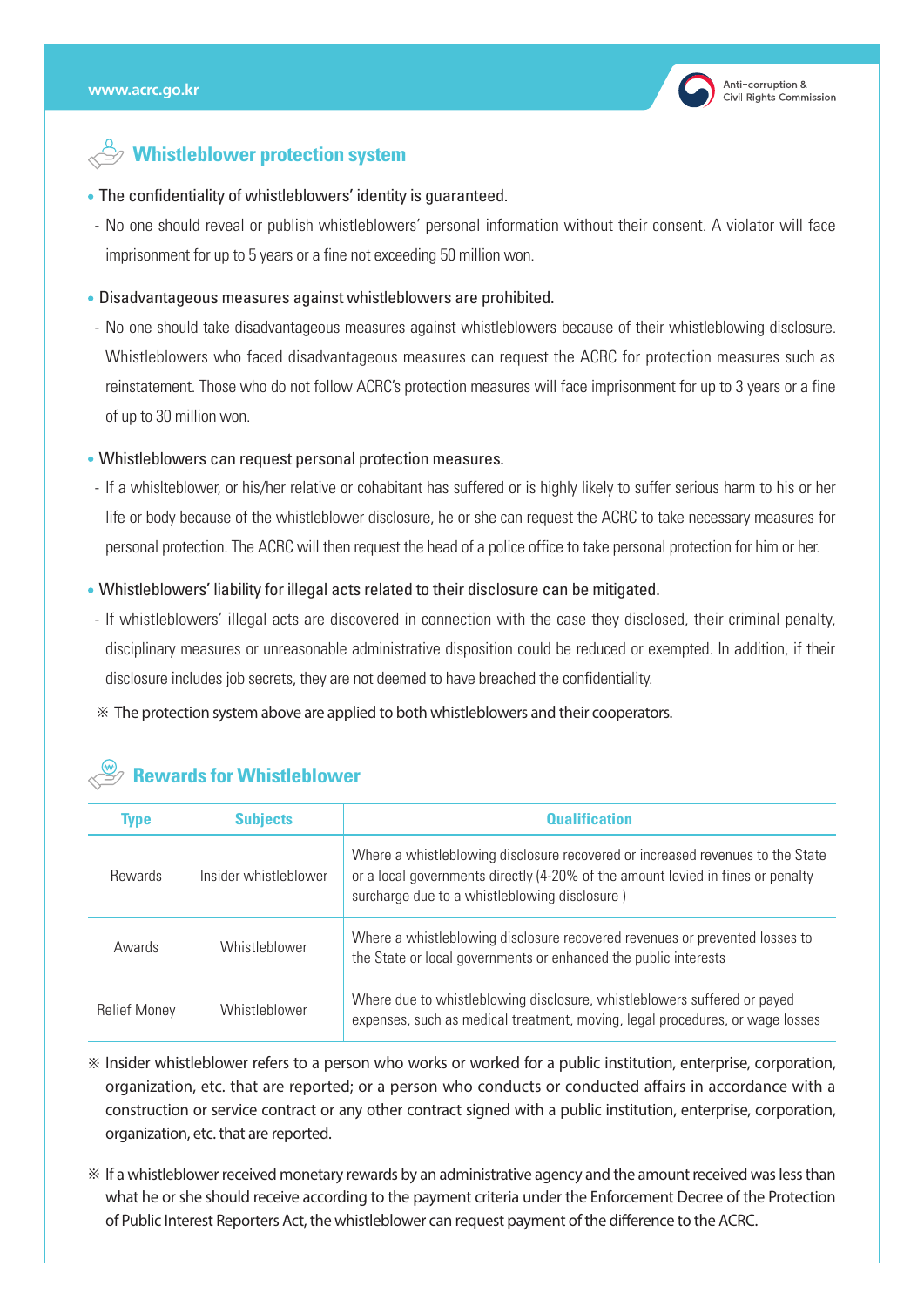## Whistleblower protection system

- The confidentiality of whistleblowers' identity is guaranteed.
  - No one should reveal or publish whistleblowers' personal information without their consent. A violator will face imprisonment for up to 5 years or a fine not exceeding 50 million won.
- Disadvantageous measures against whistleblowers are prohibited.
  - No one should take disadvantageous measures against whistleblowers because of their whistleblowing disclosure. Whistleblowers who faced disadvantageous measures can request the ACRC for protection measures such as reinstatement. Those who do not follow ACRC's protection measures will face imprisonment for up to 3 years or a fine of up to 30 million won.
- Whistleblowers can request personal protection measures.
  - If a whislteblower, or his/her relative or cohabitant has suffered or is highly likely to suffer serious harm to his or her life or body because of the whistleblower disclosure, he or she can request the ACRC to take necessary measures for personal protection. The ACRC will then request the head of a police office to take personal protection for him or her.
- Whistleblowers' liability for illegal acts related to their disclosure can be mitigated.
  - If whistleblowers' illegal acts are discovered in connection with the case they disclosed, their criminal penalty, disciplinary measures or unreasonable administrative disposition could be reduced or exempted. In addition, if their disclosure includes job secrets, they are not deemed to have breached the confidentiality.

※ The protection system above are applied to both whistleblowers and their cooperators.

## Rewards for Whistleblower

| Type | Subjects | Qualification |
|---|---|---|
| Rewards | Insider whistleblower | Where a whistleblowing disclosure recovered or increased revenues to the State or a local governments directly (4-20% of the amount levied in fines or penalty surcharge due to a whistleblowing disclosure ) |
| Awards | Whistleblower | Where a whistleblowing disclosure recovered revenues or prevented losses to the State or local governments or enhanced the public interests |
| Relief Money | Whistleblower | Where due to whistleblowing disclosure, whistleblowers suffered or payed expenses, such as medical treatment, moving, legal procedures, or wage losses |

※ Insider whistleblower refers to a person who works or worked for a public institution, enterprise, corporation, organization, etc. that are reported; or a person who conducts or conducted affairs in accordance with a construction or service contract or any other contract signed with a public institution, enterprise, corporation, organization, etc. that are reported.

※ If a whistleblower received monetary rewards by an administrative agency and the amount received was less than what he or she should receive according to the payment criteria under the Enforcement Decree of the Protection of Public Interest Reporters Act, the whistleblower can request payment of the difference to the ACRC.